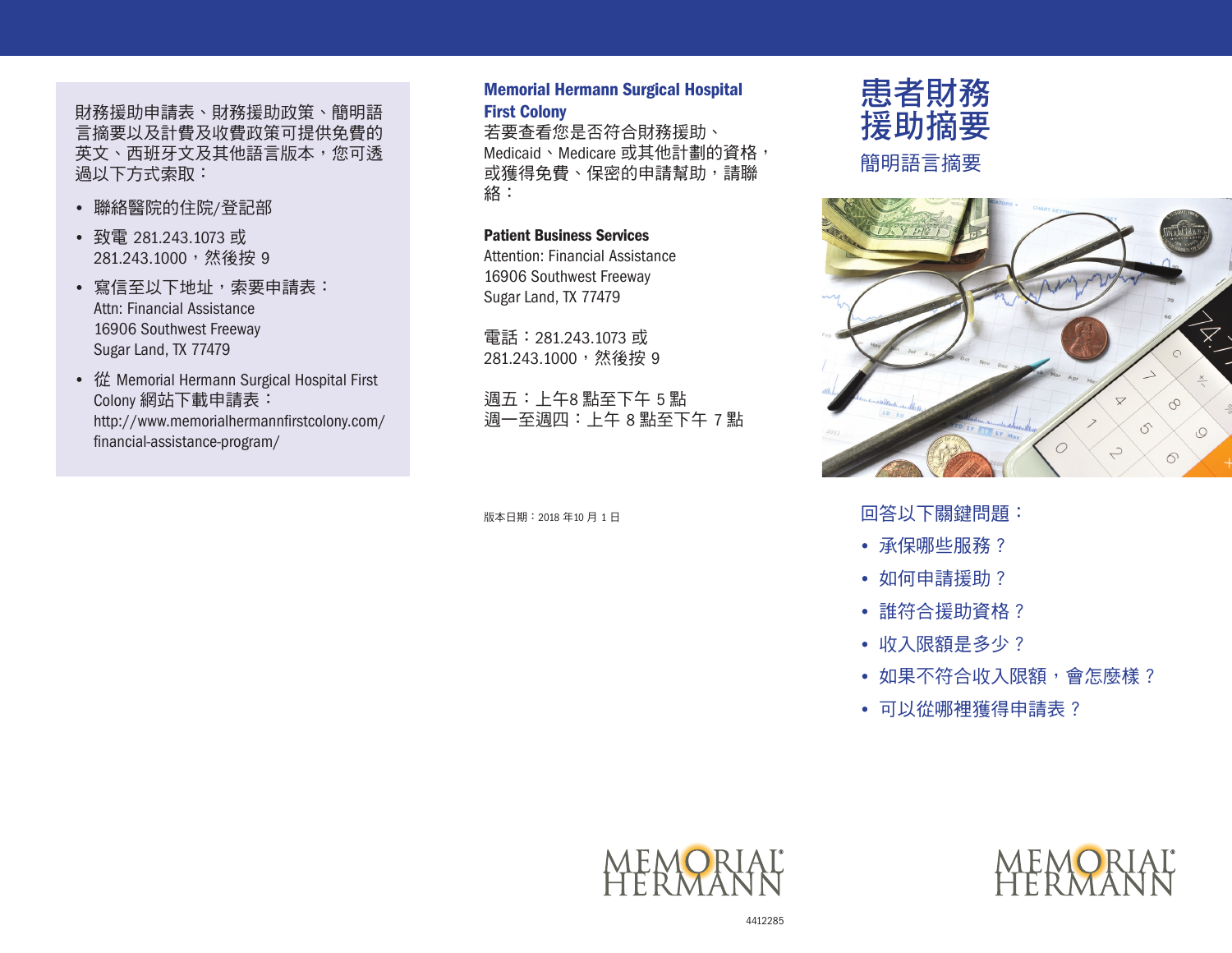財務援助申請表、財務援助政策、簡明語言摘要以及計費及收費政策可提供免費的英文、西班牙文及其他語言版本，您可透過以下方式索取：

- 聯絡醫院的住院/登記部
- 致電 281.243.1073 或 281.243.1000，然後按 9
- 寫信至以下地址，索要申請表：
  Attn: Financial Assistance
  16906 Southwest Freeway
  Sugar Land, TX 77479
- 從 Memorial Hermann Surgical Hospital First Colony 網站下載申請表：
  http://www.memorialhermannfirstcolony.com/financial-assistance-program/

**Memorial Hermann Surgical Hospital First Colony**

若要查看您是否符合財務援助、Medicaid、Medicare 或其他計劃的資格，或獲得免費、保密的申請幫助，請聯絡：

**Patient Business Services**
Attention: Financial Assistance
16906 Southwest Freeway
Sugar Land, TX 77479

電話：281.243.1073 或
281.243.1000，然後按 9

週五：上午8 點至下午 5 點
週一至週四：上午 8 點至下午 7 點

版本日期：2018 年10 月 1 日

MEMORIAL HERMANN

4412285

# 患者財務援助摘要

## 簡明語言摘要

回答以下關鍵問題：

- 承保哪些服務？
- 如何申請援助？
- 誰符合援助資格？
- 收入限額是多少？
- 如果不符合收入限額，會怎麼樣？
- 可以從哪裡獲得申請表？

MEMORIAL HERMANN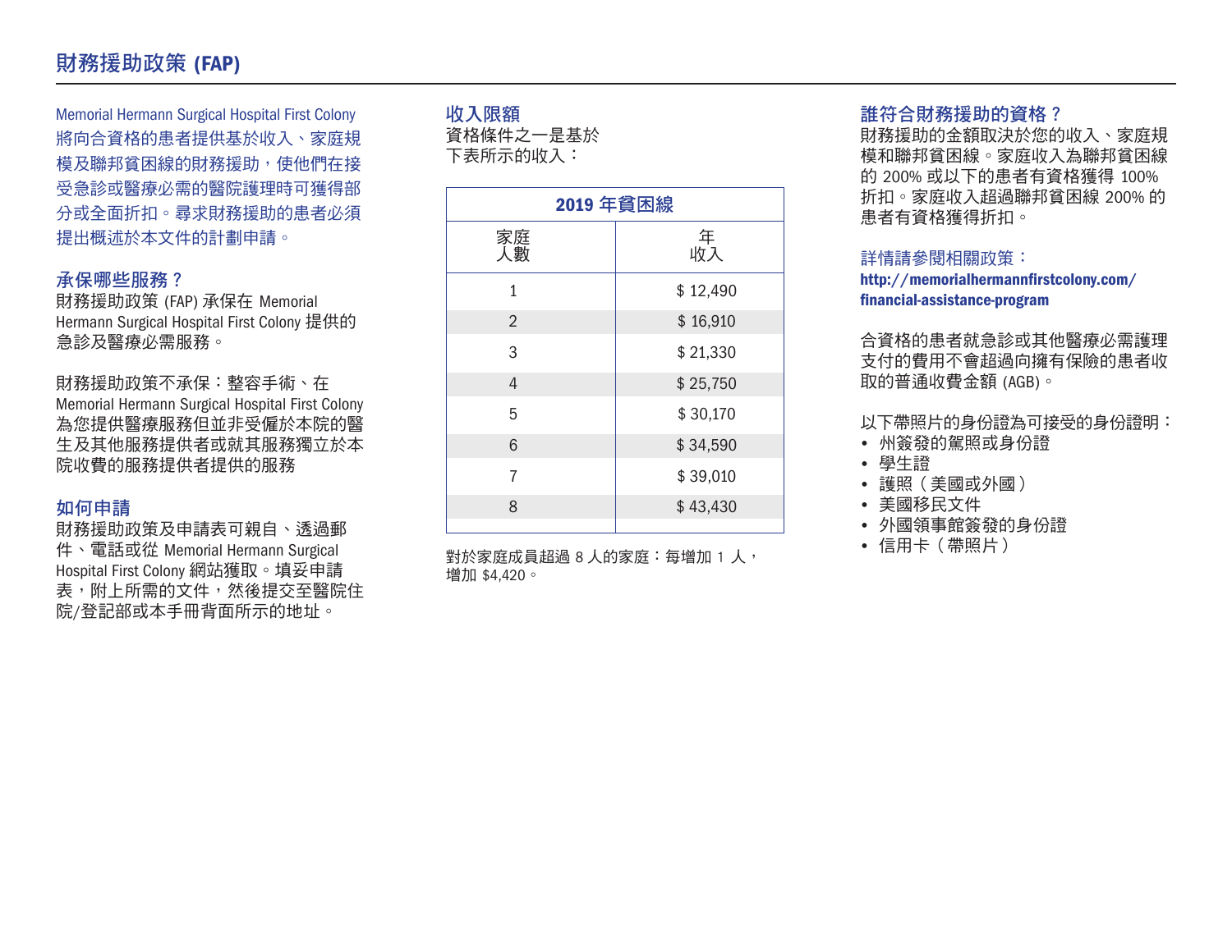## 財務援助政策 (FAP)

Memorial Hermann Surgical Hospital First Colony 將向合資格的患者提供基於收入、家庭規模及聯邦貧困線的財務援助，使他們在接受急診或醫療必需的醫院護理時可獲得部分或全面折扣。尋求財務援助的患者必須提出概述於本文件的計劃申請。

### 承保哪些服務？

財務援助政策 (FAP) 承保在 Memorial Hermann Surgical Hospital First Colony 提供的急診及醫療必需服務。

財務援助政策不承保：整容手術、在 Memorial Hermann Surgical Hospital First Colony 為您提供醫療服務但並非受僱於本院的醫生及其他服務提供者或就其服務獨立於本院收費的服務提供者提供的服務

### 如何申請

財務援助政策及申請表可親自、透過郵件、電話或從 Memorial Hermann Surgical Hospital First Colony 網站獲取。填妥申請表，附上所需的文件，然後提交至醫院住院/登記部或本手冊背面所示的地址。

### 收入限額

資格條件之一是基於下表所示的收入：

**2019 年貧困線**

| 家庭人數 | 年收入 |
|---|---|
| 1 | $ 12,490 |
| 2 | $ 16,910 |
| 3 | $ 21,330 |
| 4 | $ 25,750 |
| 5 | $ 30,170 |
| 6 | $ 34,590 |
| 7 | $ 39,010 |
| 8 | $ 43,430 |

對於家庭成員超過 8 人的家庭：每增加 1 人，增加 $4,420。

### 誰符合財務援助的資格？

財務援助的金額取決於您的收入、家庭規模和聯邦貧困線。家庭收入為聯邦貧困線的 200% 或以下的患者有資格獲得 100% 折扣。家庭收入超過聯邦貧困線 200% 的患者有資格獲得折扣。

詳情請參閱相關政策：
**http://memorialhermannfirstcolony.com/financial-assistance-program**

合資格的患者就急診或其他醫療必需護理支付的費用不會超過向擁有保險的患者收取的普通收費金額 (AGB)。

以下帶照片的身份證為可接受的身份證明：

- 州簽發的駕照或身份證
- 學生證
- 護照（美國或外國）
- 美國移民文件
- 外國領事館簽發的身份證
- 信用卡（帶照片）